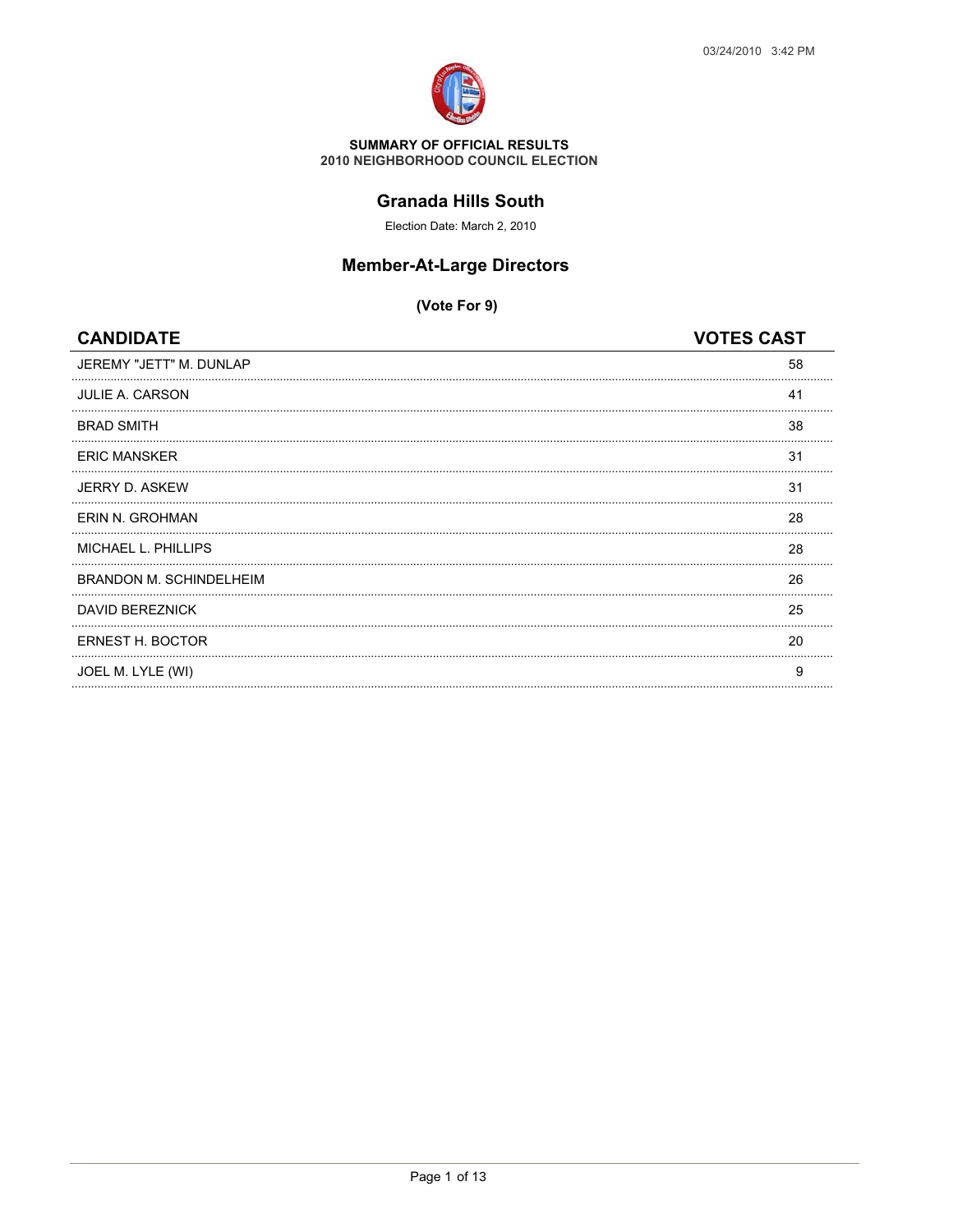**SUMMARY OF OFFICIAL RESULTS**
**2010 NEIGHBORHOOD COUNCIL ELECTION**

# Granada Hills South

Election Date: March 2, 2010

## Member-At-Large Directors

**(Vote For 9)**

| CANDIDATE | VOTES CAST |
|---|---|
| JEREMY "JETT" M. DUNLAP | 58 |
| JULIE A. CARSON | 41 |
| BRAD SMITH | 38 |
| ERIC MANSKER | 31 |
| JERRY D. ASKEW | 31 |
| ERIN N. GROHMAN | 28 |
| MICHAEL L. PHILLIPS | 28 |
| BRANDON M. SCHINDELHEIM | 26 |
| DAVID BEREZNICK | 25 |
| ERNEST H. BOCTOR | 20 |
| JOEL M. LYLE (WI) | 9 |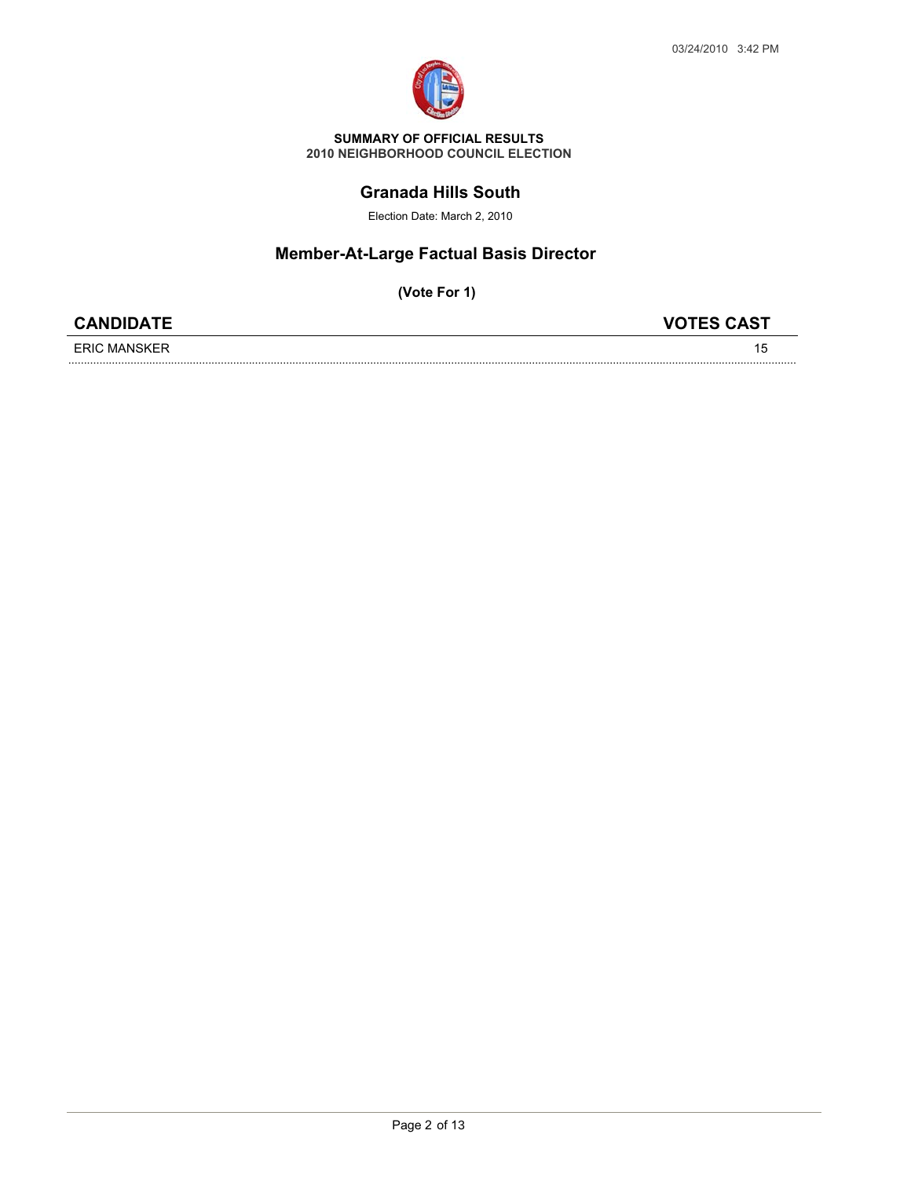**SUMMARY OF OFFICIAL RESULTS**
**2010 NEIGHBORHOOD COUNCIL ELECTION**

## Granada Hills South

Election Date: March 2, 2010

## Member-At-Large Factual Basis Director

**(Vote For 1)**

| CANDIDATE | VOTES CAST |
| --- | --- |
| ERIC MANSKER | 15 |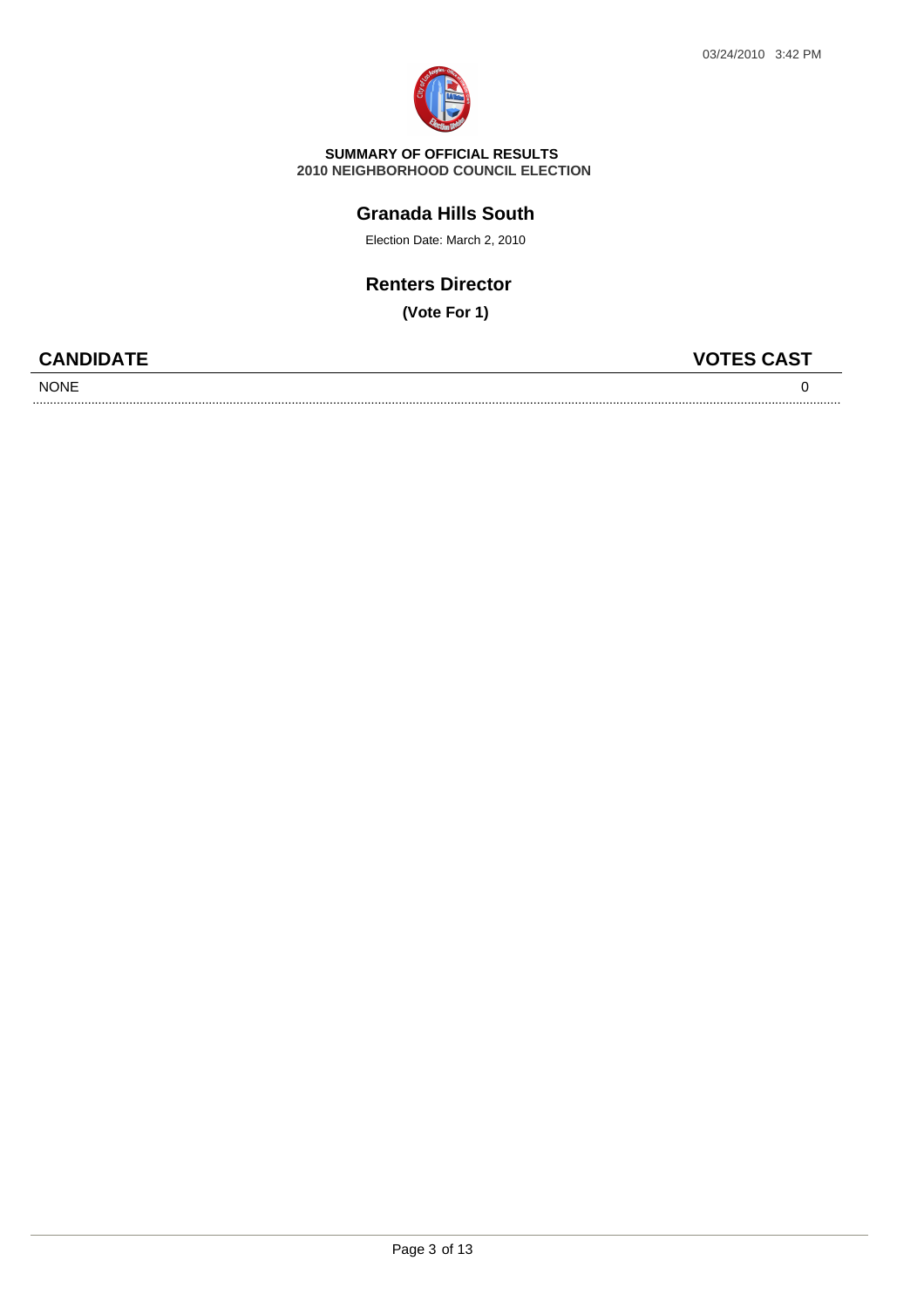**SUMMARY OF OFFICIAL RESULTS**
**2010 NEIGHBORHOOD COUNCIL ELECTION**

## Granada Hills South

Election Date: March 2, 2010

### Renters Director

**(Vote For 1)**

| CANDIDATE | VOTES CAST |
|---|---|
| NONE | 0 |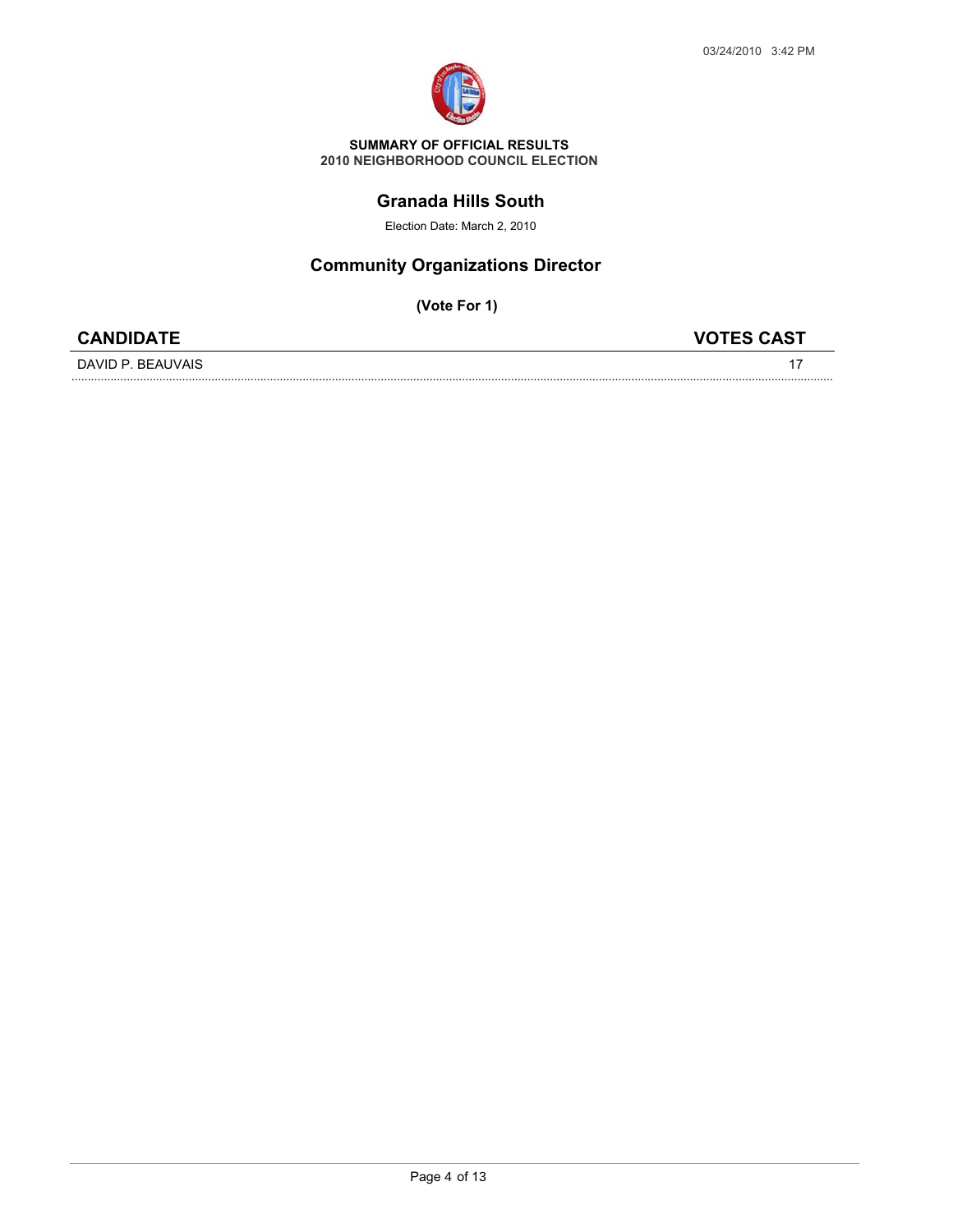**SUMMARY OF OFFICIAL RESULTS**
**2010 NEIGHBORHOOD COUNCIL ELECTION**

## Granada Hills South

Election Date: March 2, 2010

## Community Organizations Director

**(Vote For 1)**

| CANDIDATE | VOTES CAST |
|---|---|
| DAVID P. BEAUVAIS | 17 |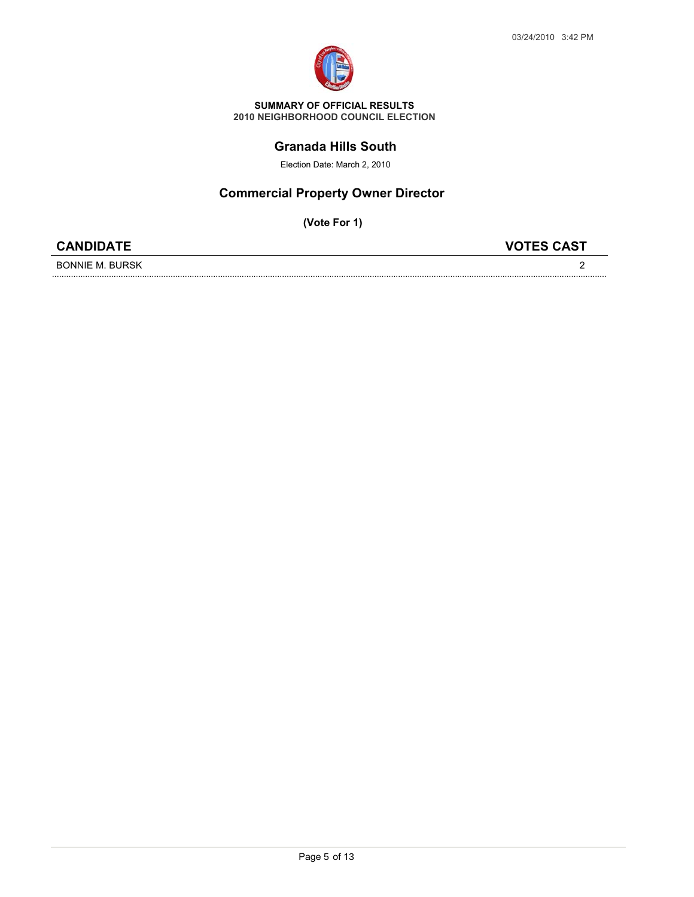**SUMMARY OF OFFICIAL RESULTS**
**2010 NEIGHBORHOOD COUNCIL ELECTION**

## Granada Hills South

Election Date: March 2, 2010

## Commercial Property Owner Director

**(Vote For 1)**

| CANDIDATE | VOTES CAST |
| --- | --- |
| BONNIE M. BURSK | 2 |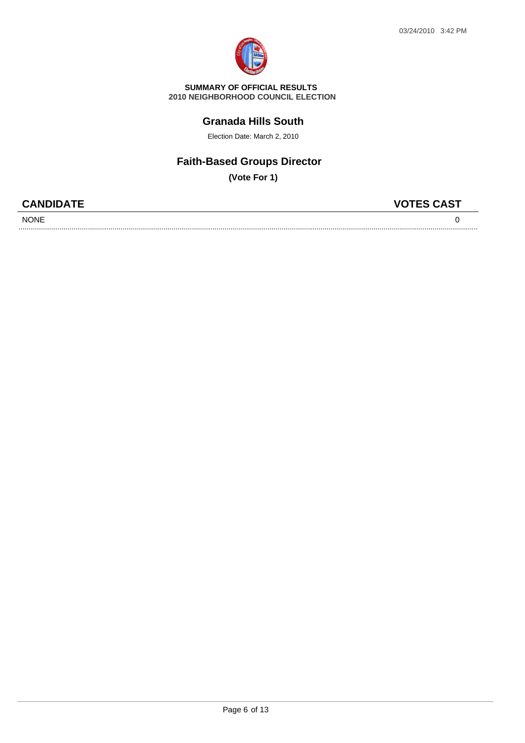03/24/2010 3:42 PM

**SUMMARY OF OFFICIAL RESULTS**
**2010 NEIGHBORHOOD COUNCIL ELECTION**

## Granada Hills South

Election Date: March 2, 2010

## Faith-Based Groups Director

**(Vote For 1)**

| CANDIDATE | VOTES CAST |
|---|---|
| NONE | 0 |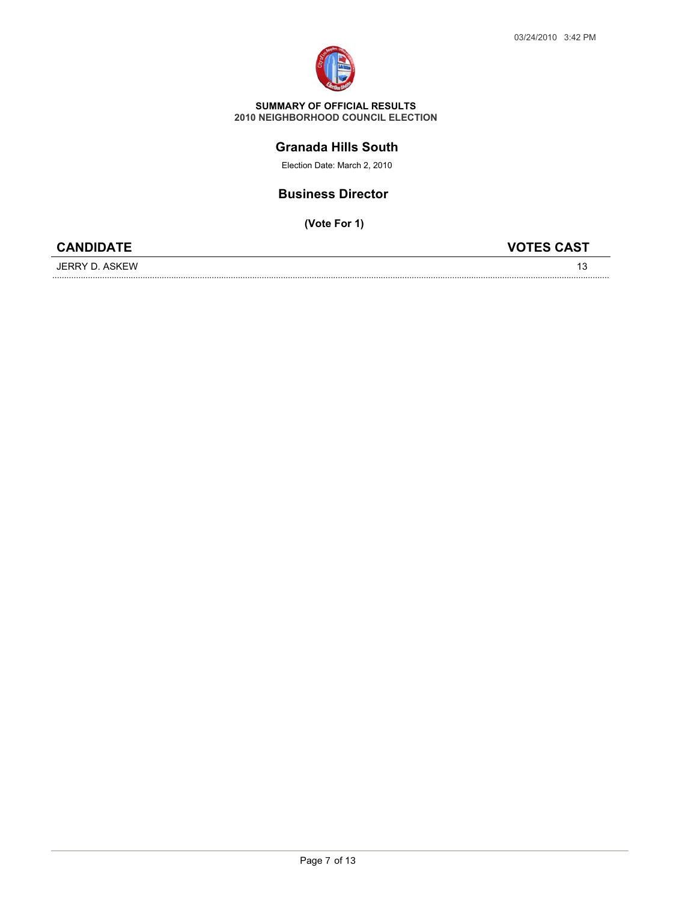**SUMMARY OF OFFICIAL RESULTS**
**2010 NEIGHBORHOOD COUNCIL ELECTION**

## Granada Hills South

Election Date: March 2, 2010

## Business Director

**(Vote For 1)**

| CANDIDATE | VOTES CAST |
| --- | --- |
| JERRY D. ASKEW | 13 |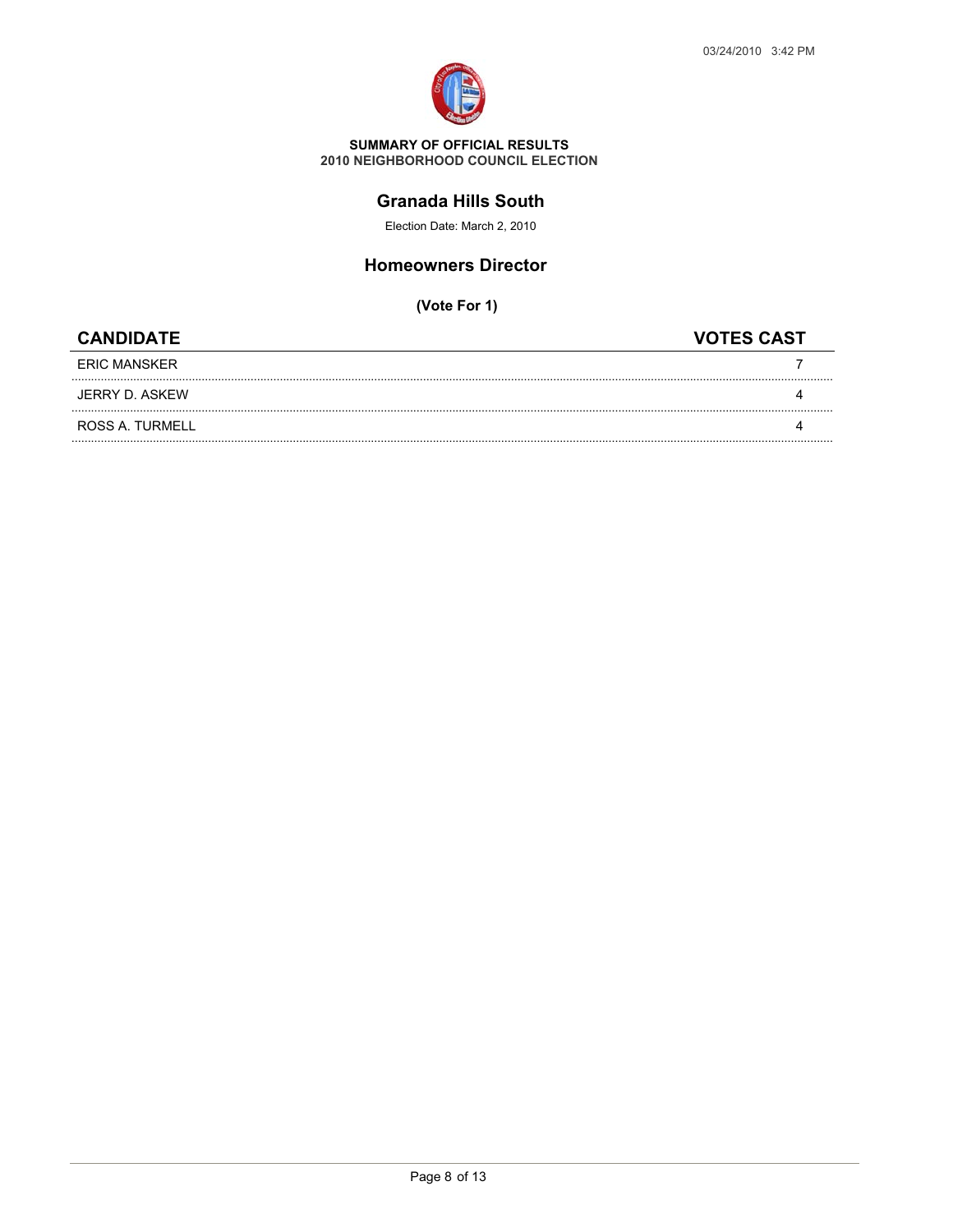**SUMMARY OF OFFICIAL RESULTS**
**2010 NEIGHBORHOOD COUNCIL ELECTION**

## Granada Hills South

Election Date: March 2, 2010

### Homeowners Director

**(Vote For 1)**

| CANDIDATE | VOTES CAST |
|---|---|
| ERIC MANSKER | 7 |
| JERRY D. ASKEW | 4 |
| ROSS A. TURMELL | 4 |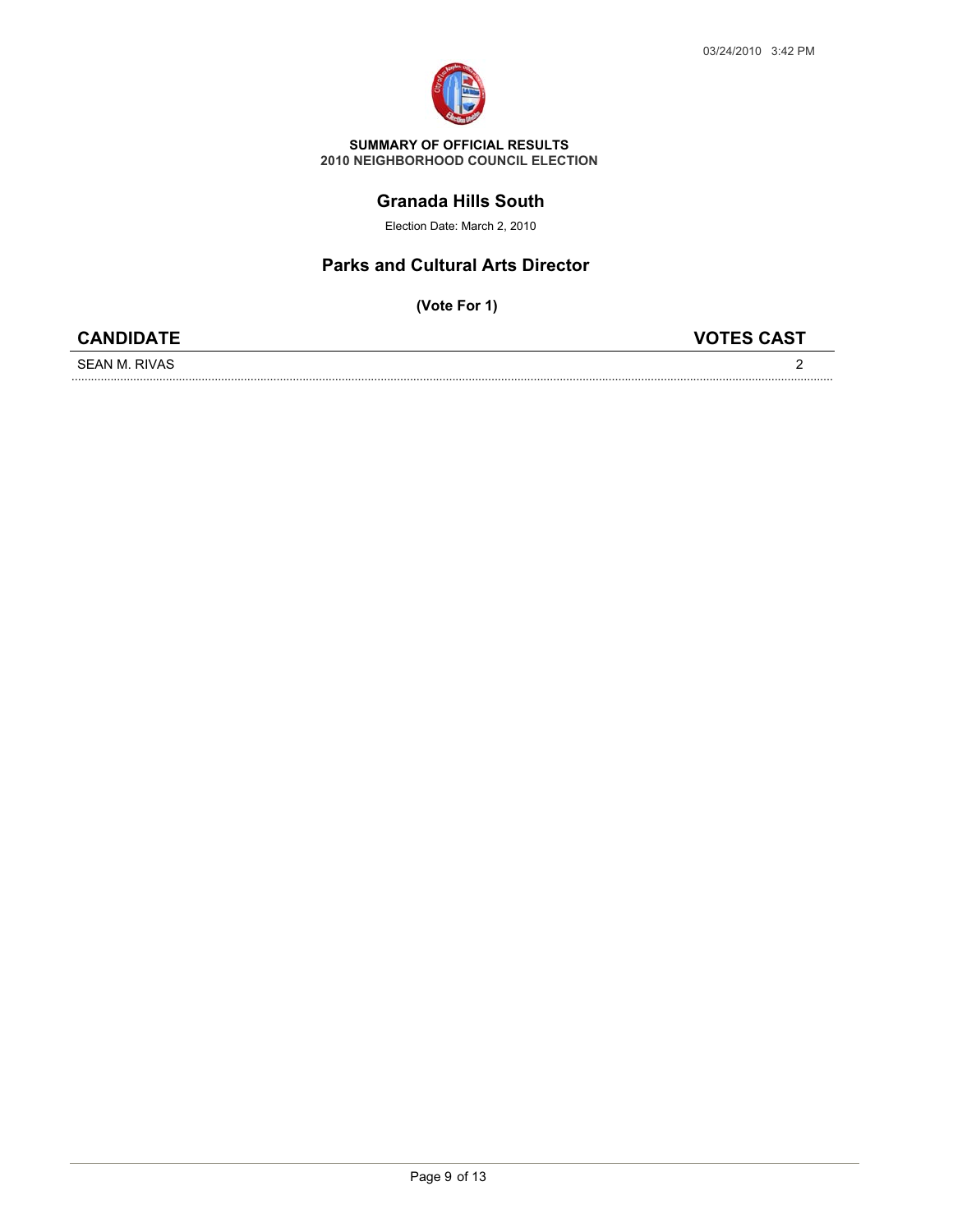**SUMMARY OF OFFICIAL RESULTS**
**2010 NEIGHBORHOOD COUNCIL ELECTION**

## Granada Hills South

Election Date: March 2, 2010

## Parks and Cultural Arts Director

**(Vote For 1)**

| CANDIDATE | VOTES CAST |
| --- | --- |
| SEAN M. RIVAS | 2 |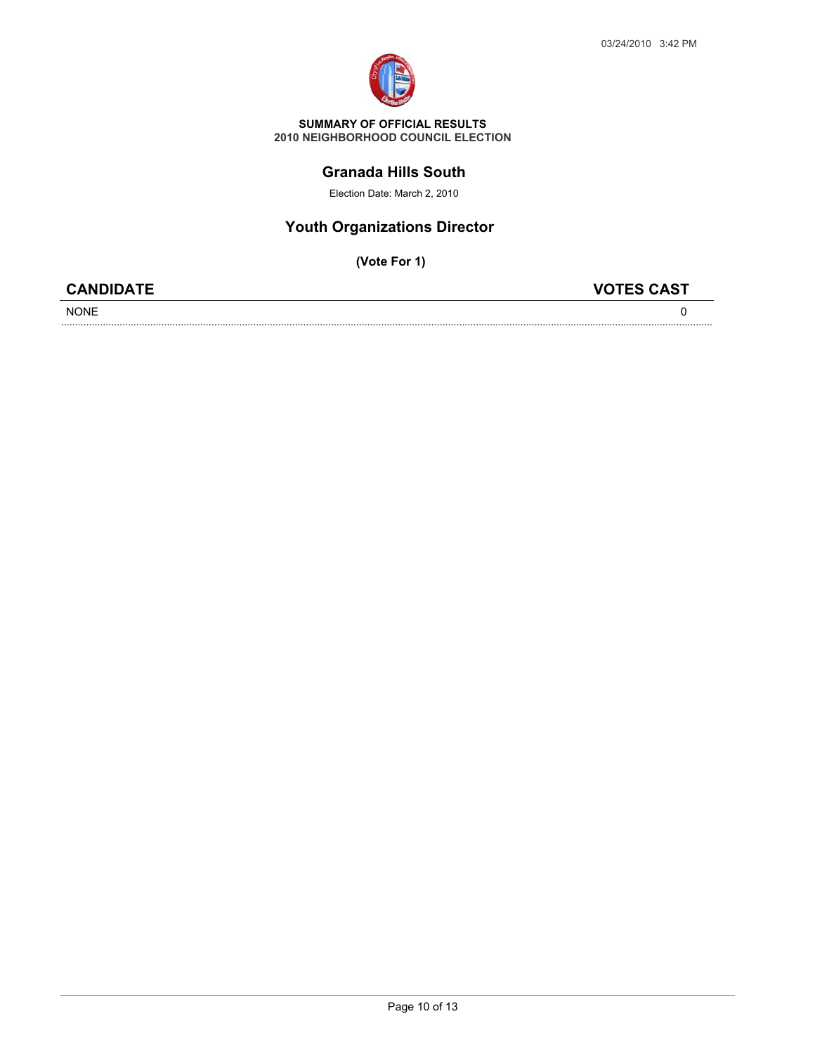**SUMMARY OF OFFICIAL RESULTS**
**2010 NEIGHBORHOOD COUNCIL ELECTION**

## Granada Hills South

Election Date: March 2, 2010

## Youth Organizations Director

**(Vote For 1)**

| CANDIDATE | VOTES CAST |
|---|---|
| NONE | 0 |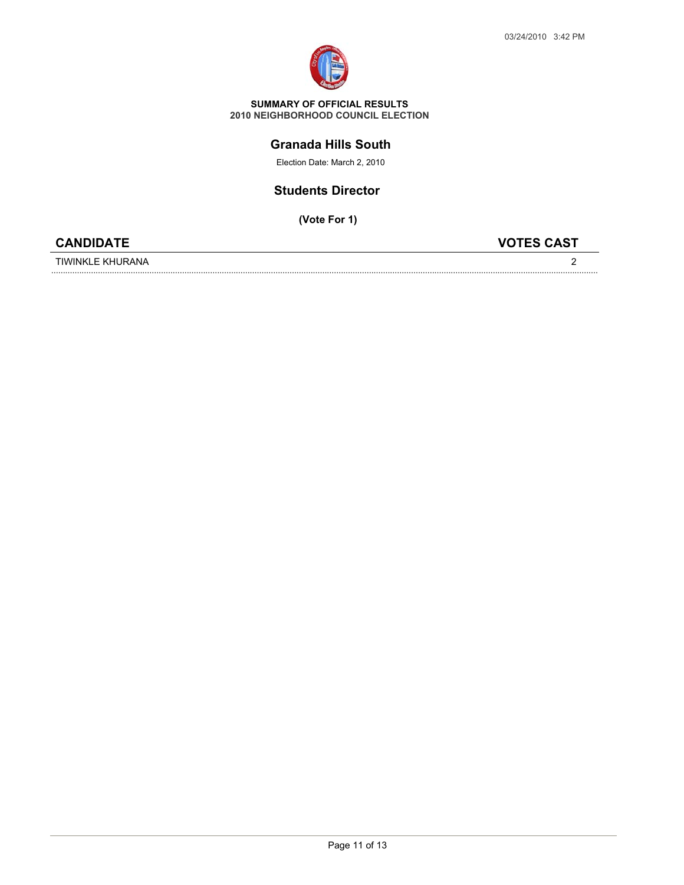**SUMMARY OF OFFICIAL RESULTS**
**2010 NEIGHBORHOOD COUNCIL ELECTION**

## Granada Hills South

Election Date: March 2, 2010

## Students Director

**(Vote For 1)**

| CANDIDATE | VOTES CAST |
|---|---|
| TIWINKLE KHURANA | 2 |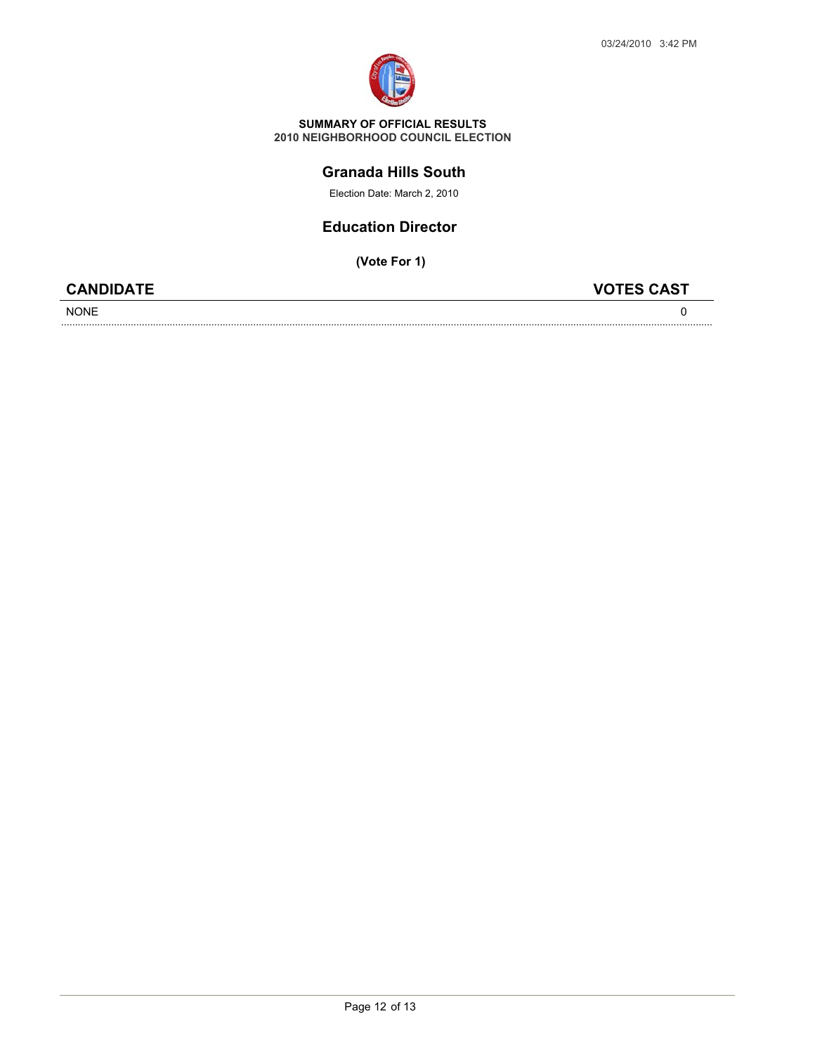**SUMMARY OF OFFICIAL RESULTS**
**2010 NEIGHBORHOOD COUNCIL ELECTION**

## Granada Hills South

Election Date: March 2, 2010

## Education Director

**(Vote For 1)**

| CANDIDATE | VOTES CAST |
| --- | --- |
| NONE | 0 |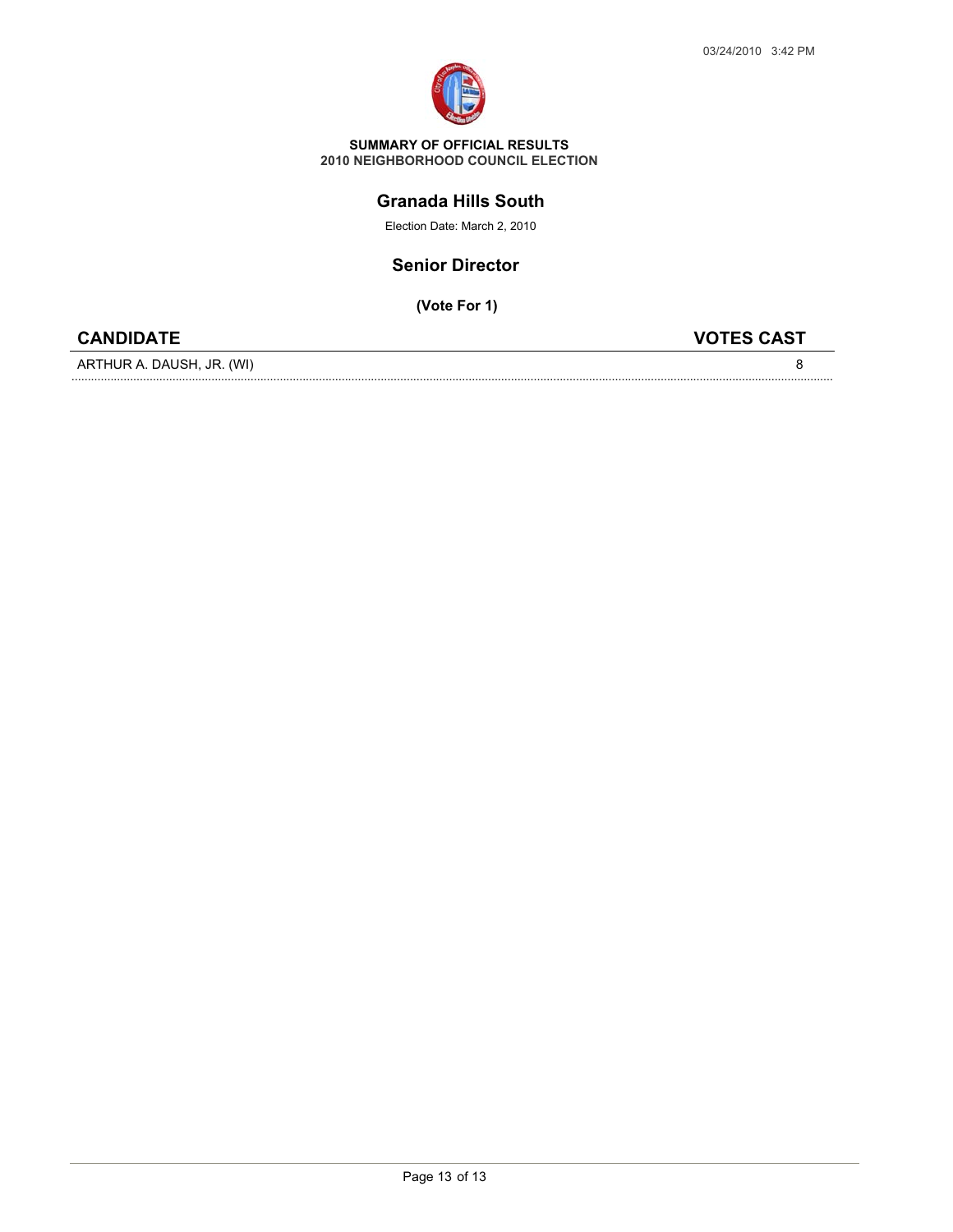**SUMMARY OF OFFICIAL RESULTS**
**2010 NEIGHBORHOOD COUNCIL ELECTION**

## Granada Hills South

Election Date: March 2, 2010

## Senior Director

**(Vote For 1)**

| CANDIDATE | VOTES CAST |
|---|---|
| ARTHUR A. DAUSH, JR. (WI) | 8 |